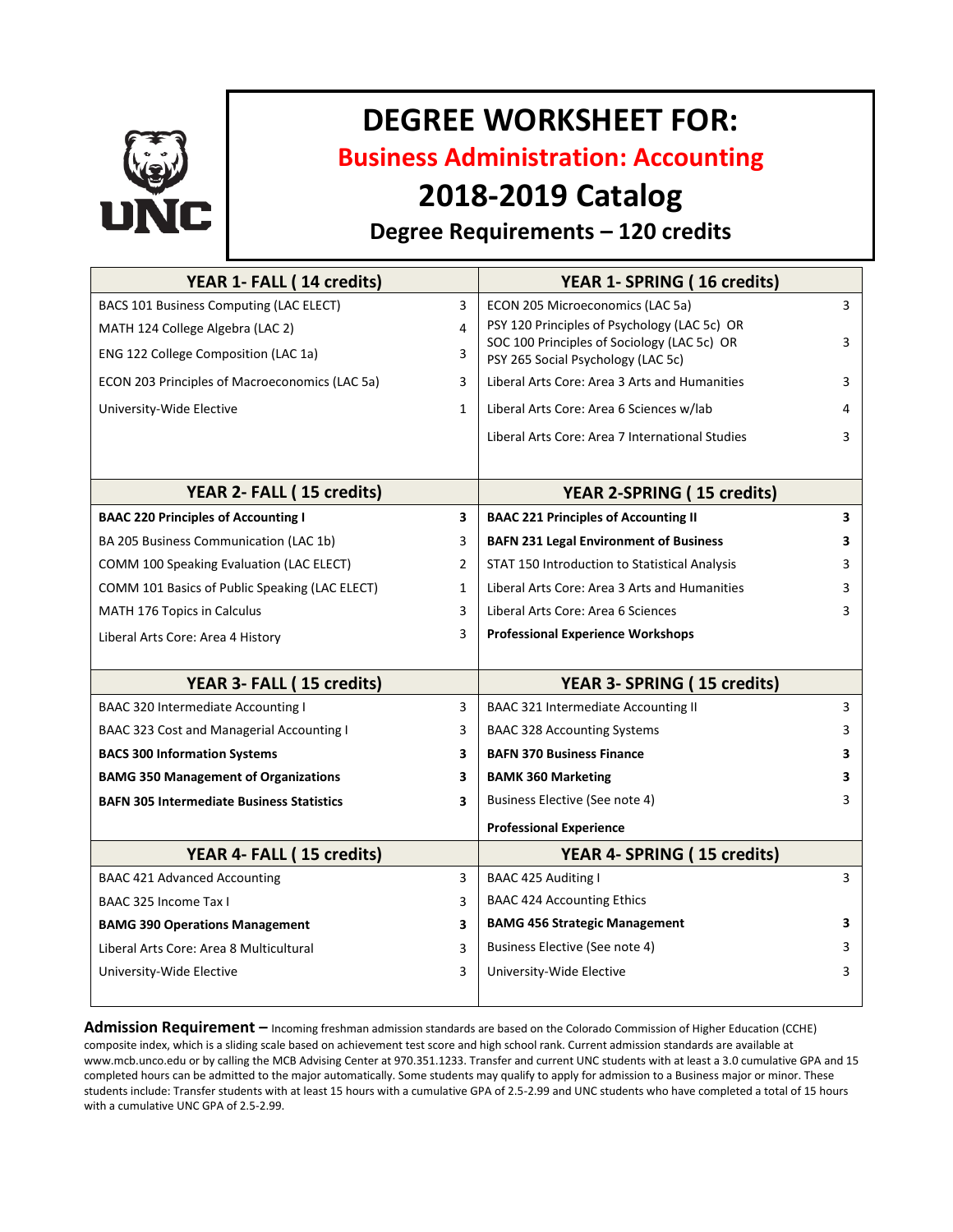# DEGREE WORKSHEET FOR:

## Business Administration: Accounting

## 2018-2019 Catalog

### Degree Requirements – 120 credits

| YEAR 1- FALL ( 14 credits) | | YEAR 1- SPRING ( 16 credits) | |
|---|---|---|---|
| BACS 101 Business Computing (LAC ELECT) | 3 | ECON 205 Microeconomics (LAC 5a) | 3 |
| MATH 124 College Algebra (LAC 2) | 4 | PSY 120 Principles of Psychology (LAC 5c) OR SOC 100 Principles of Sociology (LAC 5c) OR PSY 265 Social Psychology (LAC 5c) | 3 |
| ENG 122 College Composition (LAC 1a) | 3 | | |
| ECON 203 Principles of Macroeconomics (LAC 5a) | 3 | Liberal Arts Core: Area 3 Arts and Humanities | 3 |
| University-Wide Elective | 1 | Liberal Arts Core: Area 6 Sciences w/lab | 4 |
| | | Liberal Arts Core: Area 7 International Studies | 3 |

| YEAR 2- FALL ( 15 credits) | | YEAR 2-SPRING ( 15 credits) | |
|---|---|---|---|
| **BAAC 220 Principles of Accounting I** | **3** | **BAAC 221 Principles of Accounting II** | **3** |
| BA 205 Business Communication (LAC 1b) | 3 | **BAFN 231 Legal Environment of Business** | **3** |
| COMM 100 Speaking Evaluation (LAC ELECT) | 2 | STAT 150 Introduction to Statistical Analysis | 3 |
| COMM 101 Basics of Public Speaking (LAC ELECT) | 1 | Liberal Arts Core: Area 3 Arts and Humanities | 3 |
| MATH 176 Topics in Calculus | 3 | Liberal Arts Core: Area 6 Sciences | 3 |
| Liberal Arts Core: Area 4 History | 3 | **Professional Experience Workshops** | |

| YEAR 3- FALL ( 15 credits) | | YEAR 3- SPRING ( 15 credits) | |
|---|---|---|---|
| BAAC 320 Intermediate Accounting I | 3 | BAAC 321 Intermediate Accounting II | 3 |
| BAAC 323 Cost and Managerial Accounting I | 3 | BAAC 328 Accounting Systems | 3 |
| **BACS 300 Information Systems** | **3** | **BAFN 370 Business Finance** | **3** |
| **BAMG 350 Management of Organizations** | **3** | **BAMK 360 Marketing** | **3** |
| **BAFN 305 Intermediate Business Statistics** | **3** | Business Elective (See note 4) | 3 |
| | | **Professional Experience** | |

| YEAR 4- FALL ( 15 credits) | | YEAR 4- SPRING ( 15 credits) | |
|---|---|---|---|
| BAAC 421 Advanced Accounting | 3 | BAAC 425 Auditing I | 3 |
| BAAC 325 Income Tax I | 3 | BAAC 424 Accounting Ethics | |
| **BAMG 390 Operations Management** | **3** | **BAMG 456 Strategic Management** | **3** |
| Liberal Arts Core: Area 8 Multicultural | 3 | Business Elective (See note 4) | 3 |
| University-Wide Elective | 3 | University-Wide Elective | 3 |

**Admission Requirement –** Incoming freshman admission standards are based on the Colorado Commission of Higher Education (CCHE) composite index, which is a sliding scale based on achievement test score and high school rank. Current admission standards are available at www.mcb.unco.edu or by calling the MCB Advising Center at 970.351.1233. Transfer and current UNC students with at least a 3.0 cumulative GPA and 15 completed hours can be admitted to the major automatically. Some students may qualify to apply for admission to a Business major or minor. These students include: Transfer students with at least 15 hours with a cumulative GPA of 2.5-2.99 and UNC students who have completed a total of 15 hours with a cumulative UNC GPA of 2.5-2.99.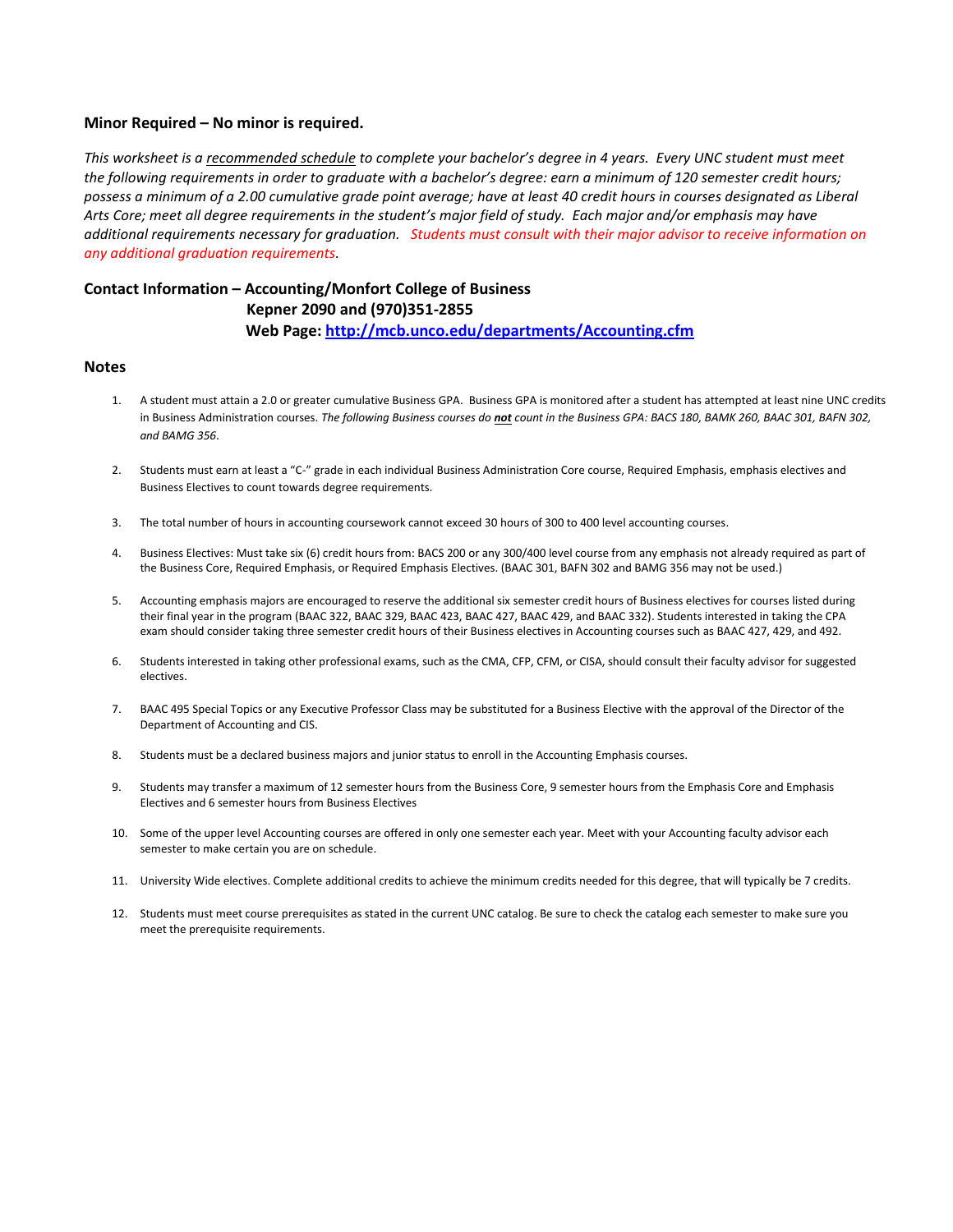**Minor Required – No minor is required.**

*This worksheet is a recommended schedule to complete your bachelor's degree in 4 years. Every UNC student must meet the following requirements in order to graduate with a bachelor's degree: earn a minimum of 120 semester credit hours; possess a minimum of a 2.00 cumulative grade point average; have at least 40 credit hours in courses designated as Liberal Arts Core; meet all degree requirements in the student's major field of study. Each major and/or emphasis may have additional requirements necessary for graduation. Students must consult with their major advisor to receive information on any additional graduation requirements.*

**Contact Information – Accounting/Monfort College of Business**
**Kepner 2090 and (970)351-2855**
**Web Page: [http://mcb.unco.edu/departments/Accounting.cfm](http://mcb.unco.edu/departments/Accounting.cfm)**

## Notes

1. A student must attain a 2.0 or greater cumulative Business GPA. Business GPA is monitored after a student has attempted at least nine UNC credits in Business Administration courses. *The following Business courses do **not** count in the Business GPA: BACS 180, BAMK 260, BAAC 301, BAFN 302, and BAMG 356*.
2. Students must earn at least a "C-" grade in each individual Business Administration Core course, Required Emphasis, emphasis electives and Business Electives to count towards degree requirements.
3. The total number of hours in accounting coursework cannot exceed 30 hours of 300 to 400 level accounting courses.
4. Business Electives: Must take six (6) credit hours from: BACS 200 or any 300/400 level course from any emphasis not already required as part of the Business Core, Required Emphasis, or Required Emphasis Electives. (BAAC 301, BAFN 302 and BAMG 356 may not be used.)
5. Accounting emphasis majors are encouraged to reserve the additional six semester credit hours of Business electives for courses listed during their final year in the program (BAAC 322, BAAC 329, BAAC 423, BAAC 427, BAAC 429, and BAAC 332). Students interested in taking the CPA exam should consider taking three semester credit hours of their Business electives in Accounting courses such as BAAC 427, 429, and 492.
6. Students interested in taking other professional exams, such as the CMA, CFP, CFM, or CISA, should consult their faculty advisor for suggested electives.
7. BAAC 495 Special Topics or any Executive Professor Class may be substituted for a Business Elective with the approval of the Director of the Department of Accounting and CIS.
8. Students must be a declared business majors and junior status to enroll in the Accounting Emphasis courses.
9. Students may transfer a maximum of 12 semester hours from the Business Core, 9 semester hours from the Emphasis Core and Emphasis Electives and 6 semester hours from Business Electives
10. Some of the upper level Accounting courses are offered in only one semester each year. Meet with your Accounting faculty advisor each semester to make certain you are on schedule.
11. University Wide electives. Complete additional credits to achieve the minimum credits needed for this degree, that will typically be 7 credits.
12. Students must meet course prerequisites as stated in the current UNC catalog. Be sure to check the catalog each semester to make sure you meet the prerequisite requirements.